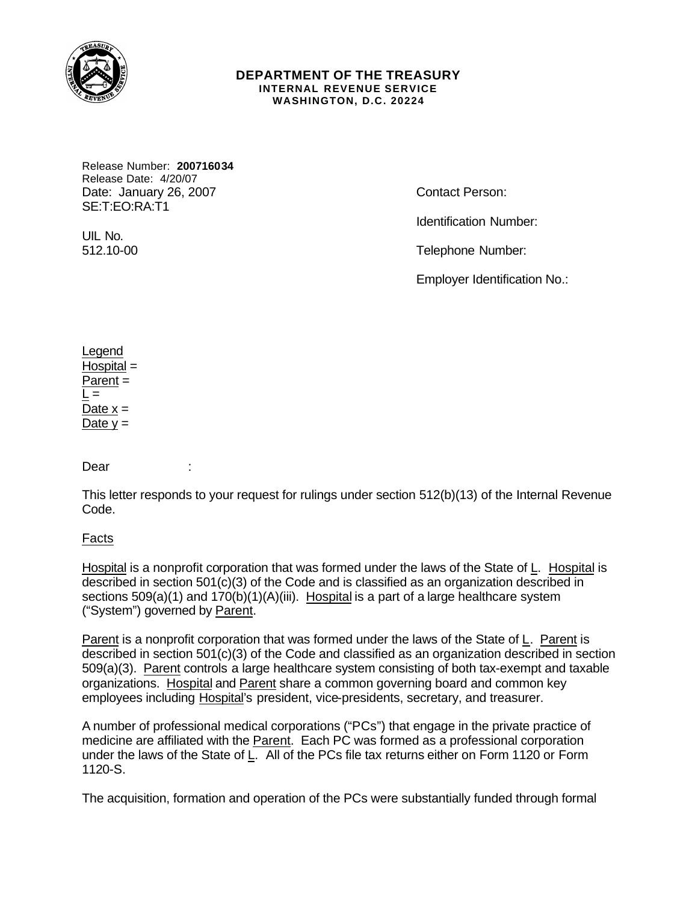**DEPARTMENT OF THE TREASURY**
**INTERNAL REVENUE SERVICE**
**WASHINGTON, D.C. 20224**

Release Number: **200716034**
Release Date: 4/20/07
Date: January 26, 2007
SE:T:EO:RA:T1

UIL No.
512.10-00

Contact Person:

Identification Number:

Telephone Number:

Employer Identification No.:

Legend
Hospital =
Parent =
L =
Date x =
Date y =

Dear :

This letter responds to your request for rulings under section 512(b)(13) of the Internal Revenue Code.

Facts

Hospital is a nonprofit corporation that was formed under the laws of the State of L. Hospital is described in section 501(c)(3) of the Code and is classified as an organization described in sections 509(a)(1) and 170(b)(1)(A)(iii). Hospital is a part of a large healthcare system ("System") governed by Parent.

Parent is a nonprofit corporation that was formed under the laws of the State of L. Parent is described in section 501(c)(3) of the Code and classified as an organization described in section 509(a)(3). Parent controls a large healthcare system consisting of both tax-exempt and taxable organizations. Hospital and Parent share a common governing board and common key employees including Hospital's president, vice-presidents, secretary, and treasurer.

A number of professional medical corporations ("PCs") that engage in the private practice of medicine are affiliated with the Parent. Each PC was formed as a professional corporation under the laws of the State of L. All of the PCs file tax returns either on Form 1120 or Form 1120-S.

The acquisition, formation and operation of the PCs were substantially funded through formal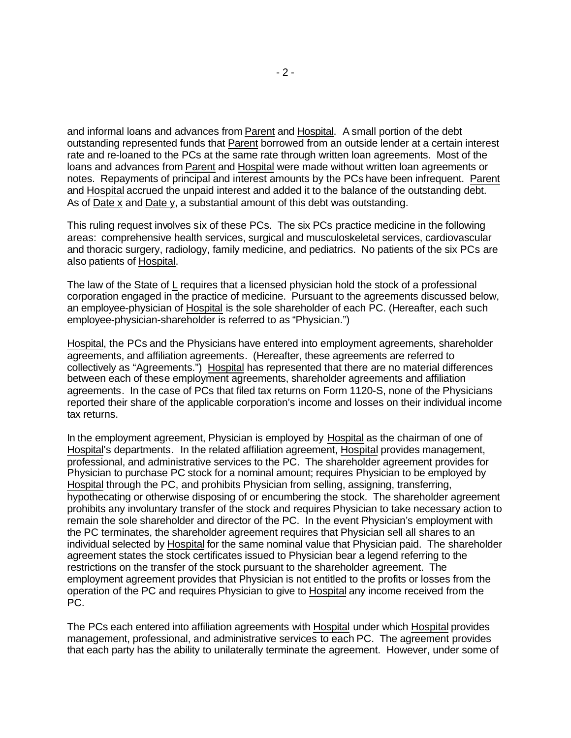and informal loans and advances from Parent and Hospital. A small portion of the debt outstanding represented funds that Parent borrowed from an outside lender at a certain interest rate and re-loaned to the PCs at the same rate through written loan agreements. Most of the loans and advances from Parent and Hospital were made without written loan agreements or notes. Repayments of principal and interest amounts by the PCs have been infrequent. Parent and Hospital accrued the unpaid interest and added it to the balance of the outstanding debt. As of Date x and Date y, a substantial amount of this debt was outstanding.

This ruling request involves six of these PCs. The six PCs practice medicine in the following areas: comprehensive health services, surgical and musculoskeletal services, cardiovascular and thoracic surgery, radiology, family medicine, and pediatrics. No patients of the six PCs are also patients of Hospital.

The law of the State of L requires that a licensed physician hold the stock of a professional corporation engaged in the practice of medicine. Pursuant to the agreements discussed below, an employee-physician of Hospital is the sole shareholder of each PC. (Hereafter, each such employee-physician-shareholder is referred to as "Physician.")

Hospital, the PCs and the Physicians have entered into employment agreements, shareholder agreements, and affiliation agreements. (Hereafter, these agreements are referred to collectively as "Agreements.") Hospital has represented that there are no material differences between each of these employment agreements, shareholder agreements and affiliation agreements. In the case of PCs that filed tax returns on Form 1120-S, none of the Physicians reported their share of the applicable corporation's income and losses on their individual income tax returns.

In the employment agreement, Physician is employed by Hospital as the chairman of one of Hospital's departments. In the related affiliation agreement, Hospital provides management, professional, and administrative services to the PC. The shareholder agreement provides for Physician to purchase PC stock for a nominal amount; requires Physician to be employed by Hospital through the PC, and prohibits Physician from selling, assigning, transferring, hypothecating or otherwise disposing of or encumbering the stock. The shareholder agreement prohibits any involuntary transfer of the stock and requires Physician to take necessary action to remain the sole shareholder and director of the PC. In the event Physician's employment with the PC terminates, the shareholder agreement requires that Physician sell all shares to an individual selected by Hospital for the same nominal value that Physician paid. The shareholder agreement states the stock certificates issued to Physician bear a legend referring to the restrictions on the transfer of the stock pursuant to the shareholder agreement. The employment agreement provides that Physician is not entitled to the profits or losses from the operation of the PC and requires Physician to give to Hospital any income received from the PC.

The PCs each entered into affiliation agreements with Hospital under which Hospital provides management, professional, and administrative services to each PC. The agreement provides that each party has the ability to unilaterally terminate the agreement. However, under some of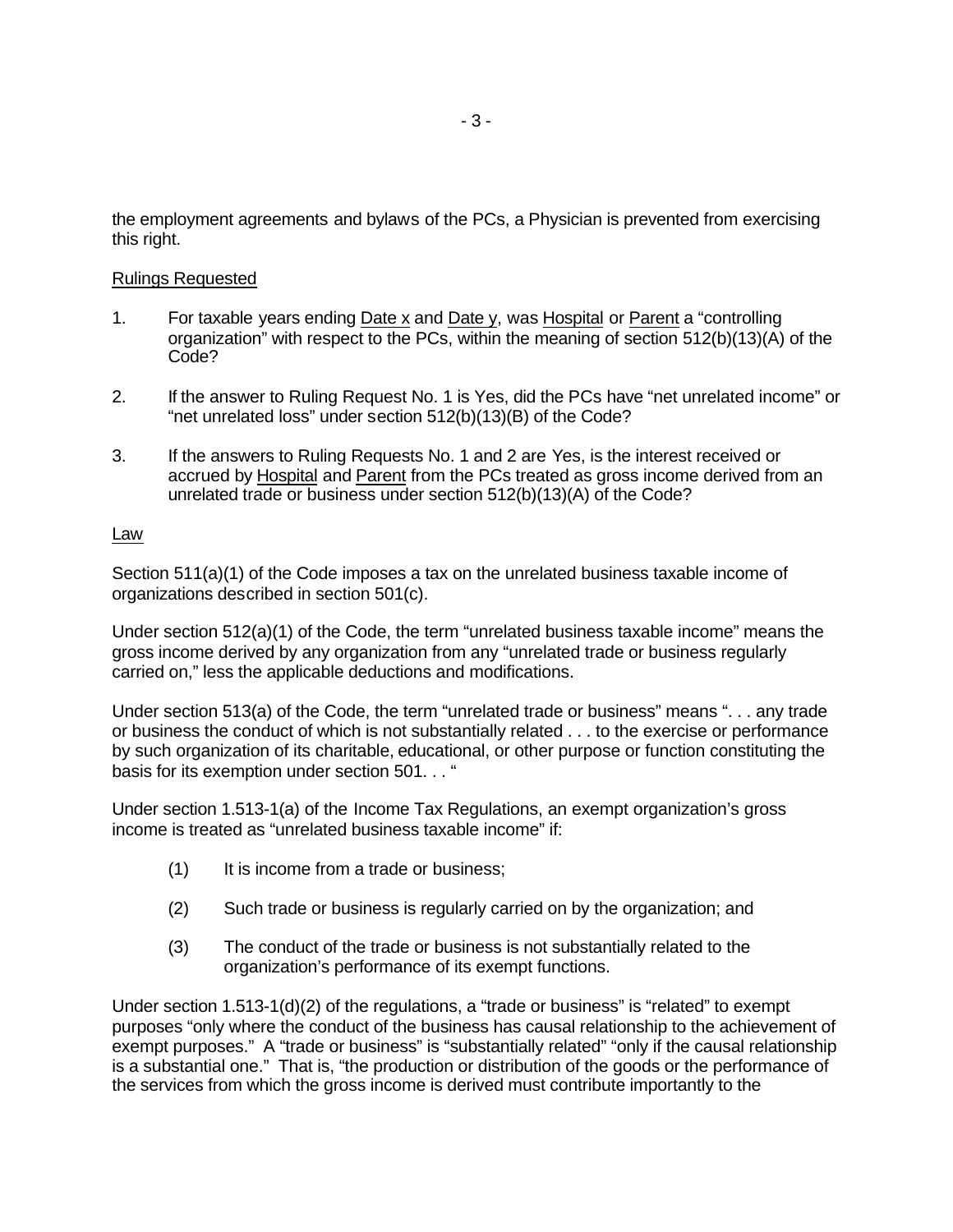the employment agreements and bylaws of the PCs, a Physician is prevented from exercising this right.

Rulings Requested

1. For taxable years ending Date x and Date y, was Hospital or Parent a "controlling organization" with respect to the PCs, within the meaning of section 512(b)(13)(A) of the Code?

2. If the answer to Ruling Request No. 1 is Yes, did the PCs have "net unrelated income" or "net unrelated loss" under section 512(b)(13)(B) of the Code?

3. If the answers to Ruling Requests No. 1 and 2 are Yes, is the interest received or accrued by Hospital and Parent from the PCs treated as gross income derived from an unrelated trade or business under section 512(b)(13)(A) of the Code?

Law

Section 511(a)(1) of the Code imposes a tax on the unrelated business taxable income of organizations described in section 501(c).

Under section 512(a)(1) of the Code, the term "unrelated business taxable income" means the gross income derived by any organization from any "unrelated trade or business regularly carried on," less the applicable deductions and modifications.

Under section 513(a) of the Code, the term "unrelated trade or business" means ". . . any trade or business the conduct of which is not substantially related . . . to the exercise or performance by such organization of its charitable, educational, or other purpose or function constituting the basis for its exemption under section 501. . . "

Under section 1.513-1(a) of the Income Tax Regulations, an exempt organization's gross income is treated as "unrelated business taxable income" if:

(1) It is income from a trade or business;

(2) Such trade or business is regularly carried on by the organization; and

(3) The conduct of the trade or business is not substantially related to the organization's performance of its exempt functions.

Under section 1.513-1(d)(2) of the regulations, a "trade or business" is "related" to exempt purposes "only where the conduct of the business has causal relationship to the achievement of exempt purposes." A "trade or business" is "substantially related" "only if the causal relationship is a substantial one." That is, "the production or distribution of the goods or the performance of the services from which the gross income is derived must contribute importantly to the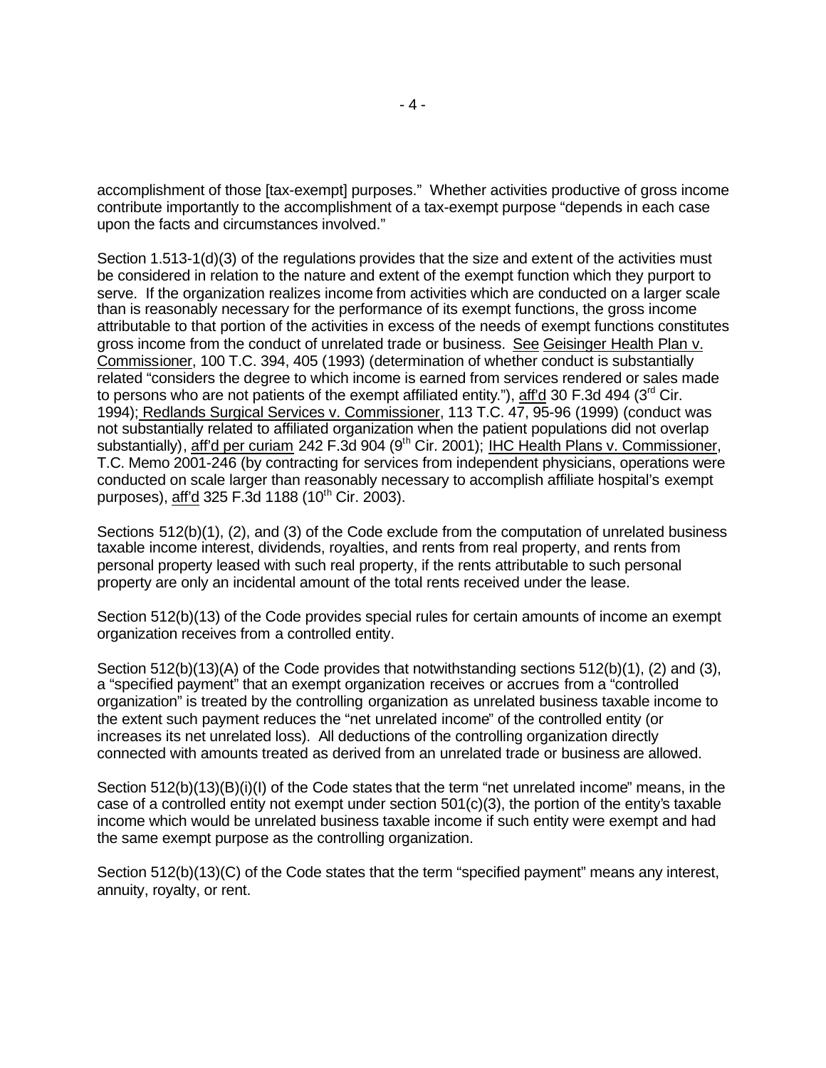accomplishment of those [tax-exempt] purposes." Whether activities productive of gross income contribute importantly to the accomplishment of a tax-exempt purpose "depends in each case upon the facts and circumstances involved."

Section 1.513-1(d)(3) of the regulations provides that the size and extent of the activities must be considered in relation to the nature and extent of the exempt function which they purport to serve. If the organization realizes income from activities which are conducted on a larger scale than is reasonably necessary for the performance of its exempt functions, the gross income attributable to that portion of the activities in excess of the needs of exempt functions constitutes gross income from the conduct of unrelated trade or business. See Geisinger Health Plan v. Commissioner, 100 T.C. 394, 405 (1993) (determination of whether conduct is substantially related "considers the degree to which income is earned from services rendered or sales made to persons who are not patients of the exempt affiliated entity."), aff'd 30 F.3d 494 (3rd Cir. 1994); Redlands Surgical Services v. Commissioner, 113 T.C. 47, 95-96 (1999) (conduct was not substantially related to affiliated organization when the patient populations did not overlap substantially), aff'd per curiam 242 F.3d 904 (9th Cir. 2001); IHC Health Plans v. Commissioner, T.C. Memo 2001-246 (by contracting for services from independent physicians, operations were conducted on scale larger than reasonably necessary to accomplish affiliate hospital's exempt purposes), aff'd 325 F.3d 1188 (10th Cir. 2003).

Sections 512(b)(1), (2), and (3) of the Code exclude from the computation of unrelated business taxable income interest, dividends, royalties, and rents from real property, and rents from personal property leased with such real property, if the rents attributable to such personal property are only an incidental amount of the total rents received under the lease.

Section 512(b)(13) of the Code provides special rules for certain amounts of income an exempt organization receives from a controlled entity.

Section 512(b)(13)(A) of the Code provides that notwithstanding sections 512(b)(1), (2) and (3), a "specified payment" that an exempt organization receives or accrues from a "controlled organization" is treated by the controlling organization as unrelated business taxable income to the extent such payment reduces the "net unrelated income" of the controlled entity (or increases its net unrelated loss). All deductions of the controlling organization directly connected with amounts treated as derived from an unrelated trade or business are allowed.

Section 512(b)(13)(B)(i)(I) of the Code states that the term "net unrelated income" means, in the case of a controlled entity not exempt under section 501(c)(3), the portion of the entity's taxable income which would be unrelated business taxable income if such entity were exempt and had the same exempt purpose as the controlling organization.

Section 512(b)(13)(C) of the Code states that the term "specified payment" means any interest, annuity, royalty, or rent.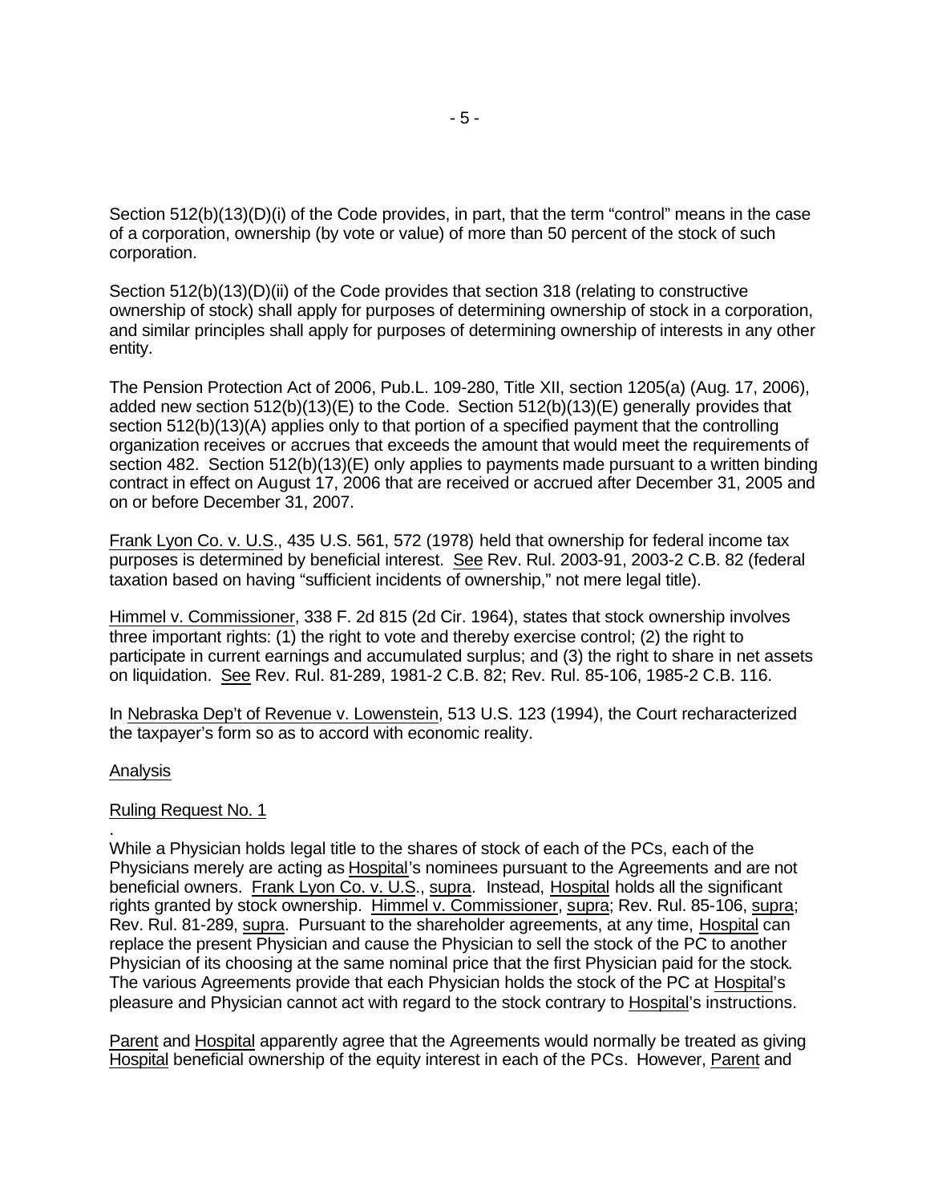Section 512(b)(13)(D)(i) of the Code provides, in part, that the term "control" means in the case of a corporation, ownership (by vote or value) of more than 50 percent of the stock of such corporation.

Section 512(b)(13)(D)(ii) of the Code provides that section 318 (relating to constructive ownership of stock) shall apply for purposes of determining ownership of stock in a corporation, and similar principles shall apply for purposes of determining ownership of interests in any other entity.

The Pension Protection Act of 2006, Pub.L. 109-280, Title XII, section 1205(a) (Aug. 17, 2006), added new section 512(b)(13)(E) to the Code. Section 512(b)(13)(E) generally provides that section 512(b)(13)(A) applies only to that portion of a specified payment that the controlling organization receives or accrues that exceeds the amount that would meet the requirements of section 482. Section 512(b)(13)(E) only applies to payments made pursuant to a written binding contract in effect on August 17, 2006 that are received or accrued after December 31, 2005 and on or before December 31, 2007.

Frank Lyon Co. v. U.S., 435 U.S. 561, 572 (1978) held that ownership for federal income tax purposes is determined by beneficial interest. See Rev. Rul. 2003-91, 2003-2 C.B. 82 (federal taxation based on having "sufficient incidents of ownership," not mere legal title).

Himmel v. Commissioner, 338 F. 2d 815 (2d Cir. 1964), states that stock ownership involves three important rights: (1) the right to vote and thereby exercise control; (2) the right to participate in current earnings and accumulated surplus; and (3) the right to share in net assets on liquidation. See Rev. Rul. 81-289, 1981-2 C.B. 82; Rev. Rul. 85-106, 1985-2 C.B. 116.

In Nebraska Dep't of Revenue v. Lowenstein, 513 U.S. 123 (1994), the Court recharacterized the taxpayer's form so as to accord with economic reality.

## Analysis

### Ruling Request No. 1

While a Physician holds legal title to the shares of stock of each of the PCs, each of the Physicians merely are acting as Hospital's nominees pursuant to the Agreements and are not beneficial owners. Frank Lyon Co. v. U.S., supra. Instead, Hospital holds all the significant rights granted by stock ownership. Himmel v. Commissioner, supra; Rev. Rul. 85-106, supra; Rev. Rul. 81-289, supra. Pursuant to the shareholder agreements, at any time, Hospital can replace the present Physician and cause the Physician to sell the stock of the PC to another Physician of its choosing at the same nominal price that the first Physician paid for the stock. The various Agreements provide that each Physician holds the stock of the PC at Hospital's pleasure and Physician cannot act with regard to the stock contrary to Hospital's instructions.

Parent and Hospital apparently agree that the Agreements would normally be treated as giving Hospital beneficial ownership of the equity interest in each of the PCs. However, Parent and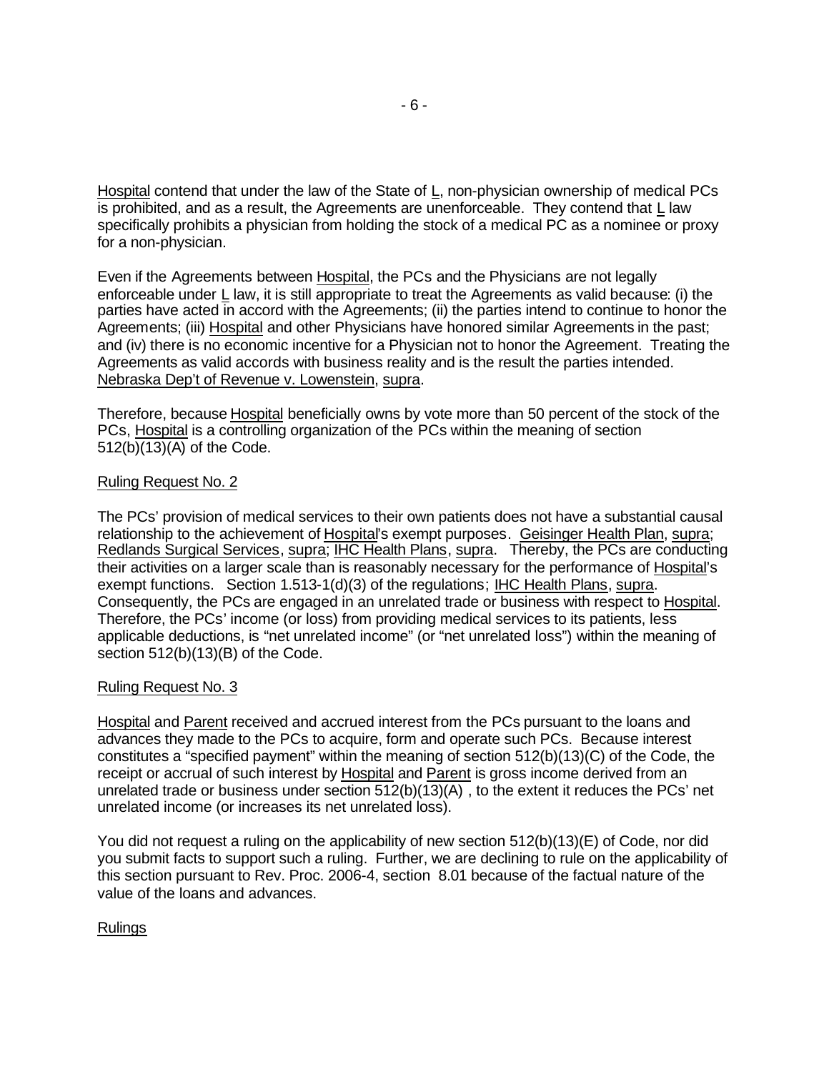Hospital contend that under the law of the State of L, non-physician ownership of medical PCs is prohibited, and as a result, the Agreements are unenforceable. They contend that L law specifically prohibits a physician from holding the stock of a medical PC as a nominee or proxy for a non-physician.

Even if the Agreements between Hospital, the PCs and the Physicians are not legally enforceable under L law, it is still appropriate to treat the Agreements as valid because: (i) the parties have acted in accord with the Agreements; (ii) the parties intend to continue to honor the Agreements; (iii) Hospital and other Physicians have honored similar Agreements in the past; and (iv) there is no economic incentive for a Physician not to honor the Agreement. Treating the Agreements as valid accords with business reality and is the result the parties intended. Nebraska Dep't of Revenue v. Lowenstein, supra.

Therefore, because Hospital beneficially owns by vote more than 50 percent of the stock of the PCs, Hospital is a controlling organization of the PCs within the meaning of section 512(b)(13)(A) of the Code.

## Ruling Request No. 2

The PCs' provision of medical services to their own patients does not have a substantial causal relationship to the achievement of Hospital's exempt purposes. Geisinger Health Plan, supra; Redlands Surgical Services, supra; IHC Health Plans, supra. Thereby, the PCs are conducting their activities on a larger scale than is reasonably necessary for the performance of Hospital's exempt functions. Section 1.513-1(d)(3) of the regulations; IHC Health Plans, supra. Consequently, the PCs are engaged in an unrelated trade or business with respect to Hospital. Therefore, the PCs' income (or loss) from providing medical services to its patients, less applicable deductions, is "net unrelated income" (or "net unrelated loss") within the meaning of section 512(b)(13)(B) of the Code.

## Ruling Request No. 3

Hospital and Parent received and accrued interest from the PCs pursuant to the loans and advances they made to the PCs to acquire, form and operate such PCs. Because interest constitutes a "specified payment" within the meaning of section 512(b)(13)(C) of the Code, the receipt or accrual of such interest by Hospital and Parent is gross income derived from an unrelated trade or business under section 512(b)(13)(A) , to the extent it reduces the PCs' net unrelated income (or increases its net unrelated loss).

You did not request a ruling on the applicability of new section 512(b)(13)(E) of Code, nor did you submit facts to support such a ruling. Further, we are declining to rule on the applicability of this section pursuant to Rev. Proc. 2006-4, section 8.01 because of the factual nature of the value of the loans and advances.

## Rulings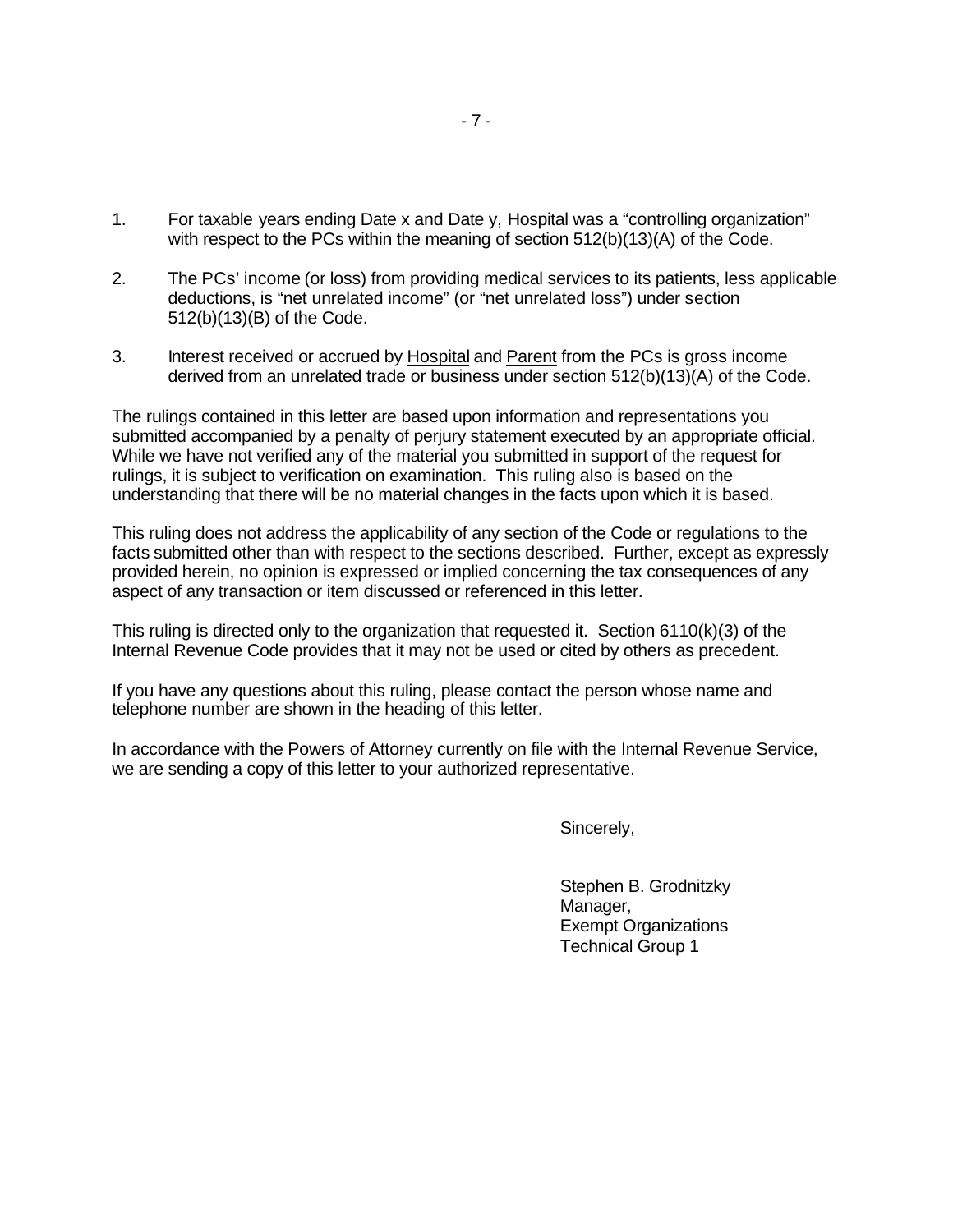1. For taxable years ending Date x and Date y, Hospital was a “controlling organization” with respect to the PCs within the meaning of section 512(b)(13)(A) of the Code.

2. The PCs’ income (or loss) from providing medical services to its patients, less applicable deductions, is “net unrelated income” (or “net unrelated loss”) under section 512(b)(13)(B) of the Code.

3. Interest received or accrued by Hospital and Parent from the PCs is gross income derived from an unrelated trade or business under section 512(b)(13)(A) of the Code.

The rulings contained in this letter are based upon information and representations you submitted accompanied by a penalty of perjury statement executed by an appropriate official. While we have not verified any of the material you submitted in support of the request for rulings, it is subject to verification on examination. This ruling also is based on the understanding that there will be no material changes in the facts upon which it is based.

This ruling does not address the applicability of any section of the Code or regulations to the facts submitted other than with respect to the sections described. Further, except as expressly provided herein, no opinion is expressed or implied concerning the tax consequences of any aspect of any transaction or item discussed or referenced in this letter.

This ruling is directed only to the organization that requested it. Section 6110(k)(3) of the Internal Revenue Code provides that it may not be used or cited by others as precedent.

If you have any questions about this ruling, please contact the person whose name and telephone number are shown in the heading of this letter.

In accordance with the Powers of Attorney currently on file with the Internal Revenue Service, we are sending a copy of this letter to your authorized representative.

Sincerely,

Stephen B. Grodnitzky  
Manager,  
Exempt Organizations  
Technical Group 1